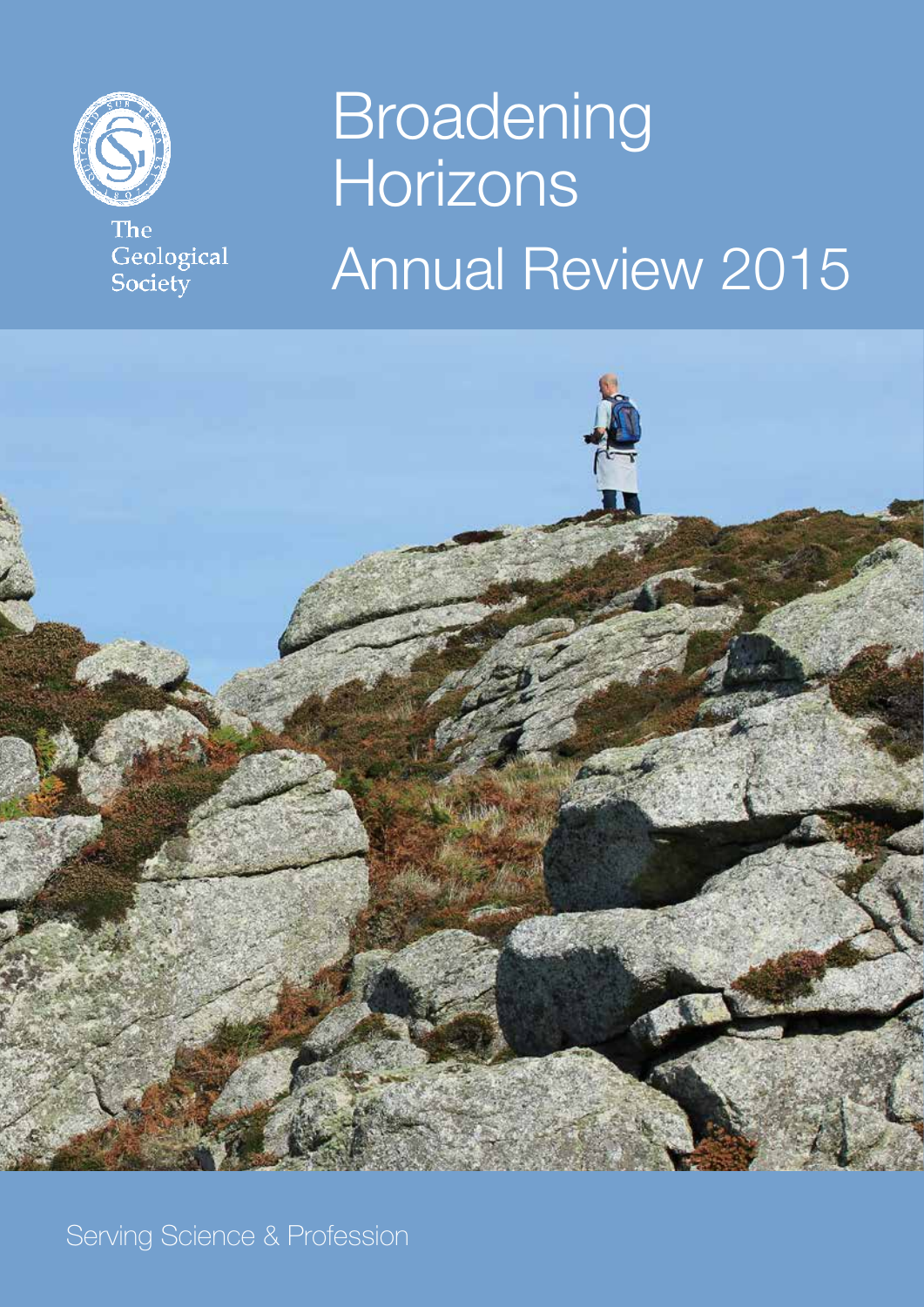The Geological Society

# Broadening Horizons

## Annual Review 2015

Serving Science & Profession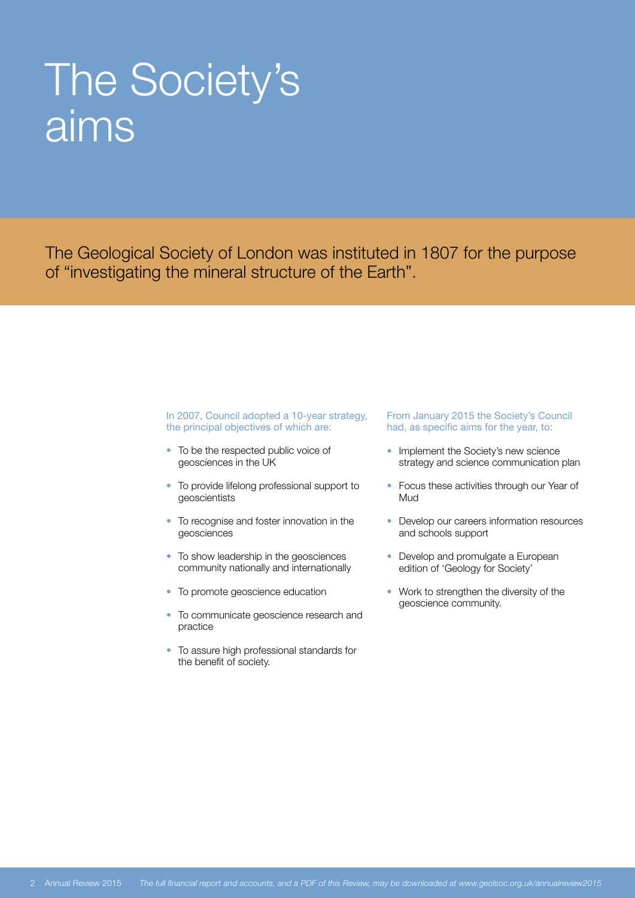# The Society's aims

The Geological Society of London was instituted in 1807 for the purpose of "investigating the mineral structure of the Earth".

In 2007, Council adopted a 10-year strategy, the principal objectives of which are:

- To be the respected public voice of geosciences in the UK
- To provide lifelong professional support to geoscientists
- To recognise and foster innovation in the geosciences
- To show leadership in the geosciences community nationally and internationally
- To promote geoscience education
- To communicate geoscience research and practice
- To assure high professional standards for the benefit of society.

From January 2015 the Society's Council had, as specific aims for the year, to:

- Implement the Society's new science strategy and science communication plan
- Focus these activities through our Year of Mud
- Develop our careers information resources and schools support
- Develop and promulgate a European edition of 'Geology for Society'
- Work to strengthen the diversity of the geoscience community.

*The full financial report and accounts, and a PDF of this Review, may be downloaded at www.geolsoc.org.uk/annualreview2015*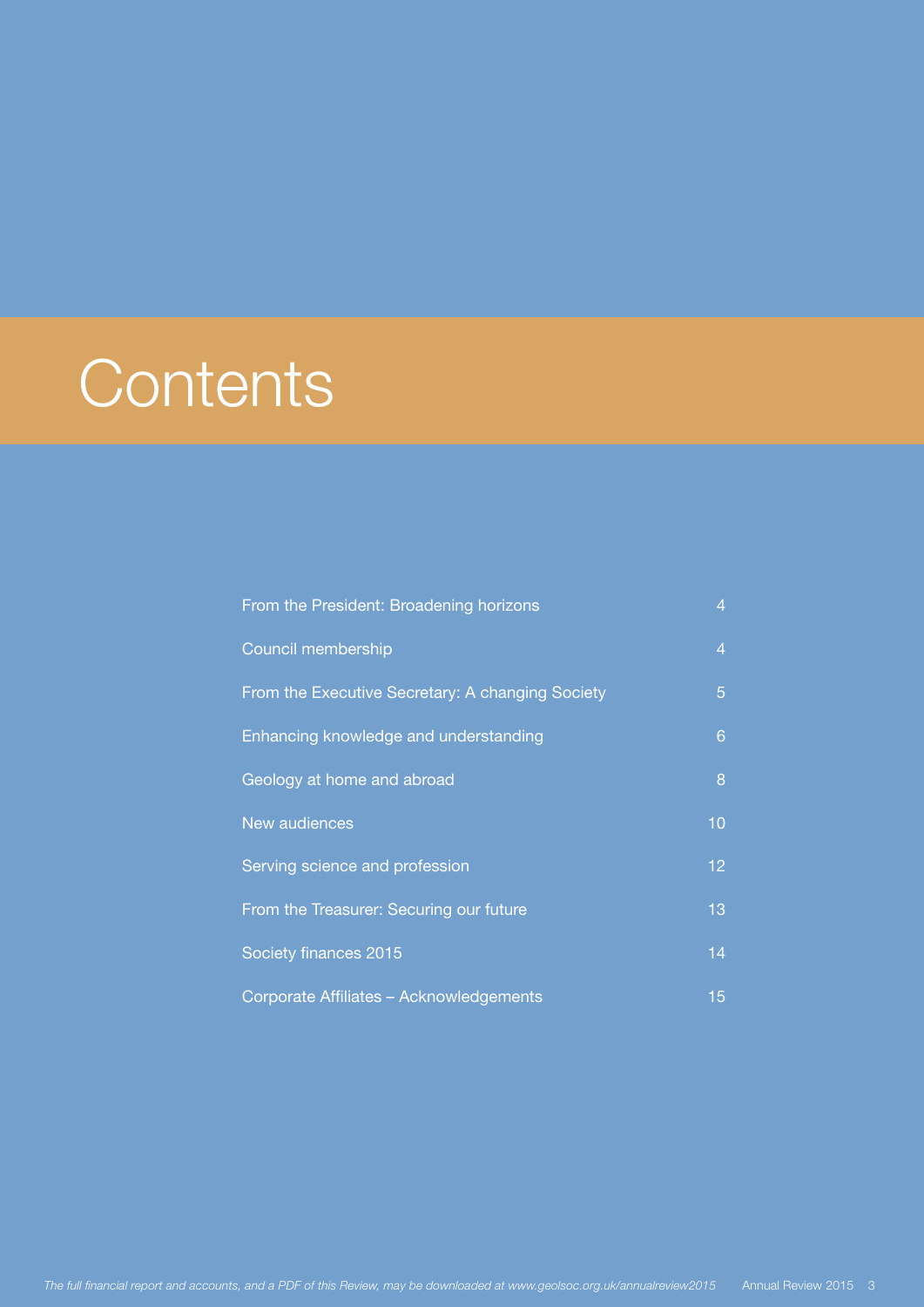# Contents

| | |
|---|---|
| From the President: Broadening horizons | 4 |
| Council membership | 4 |
| From the Executive Secretary: A changing Society | 5 |
| Enhancing knowledge and understanding | 6 |
| Geology at home and abroad | 8 |
| New audiences | 10 |
| Serving science and profession | 12 |
| From the Treasurer: Securing our future | 13 |
| Society finances 2015 | 14 |
| Corporate Affiliates – Acknowledgements | 15 |

*The full financial report and accounts, and a PDF of this Review, may be downloaded at www.geolsoc.org.uk/annualreview2015*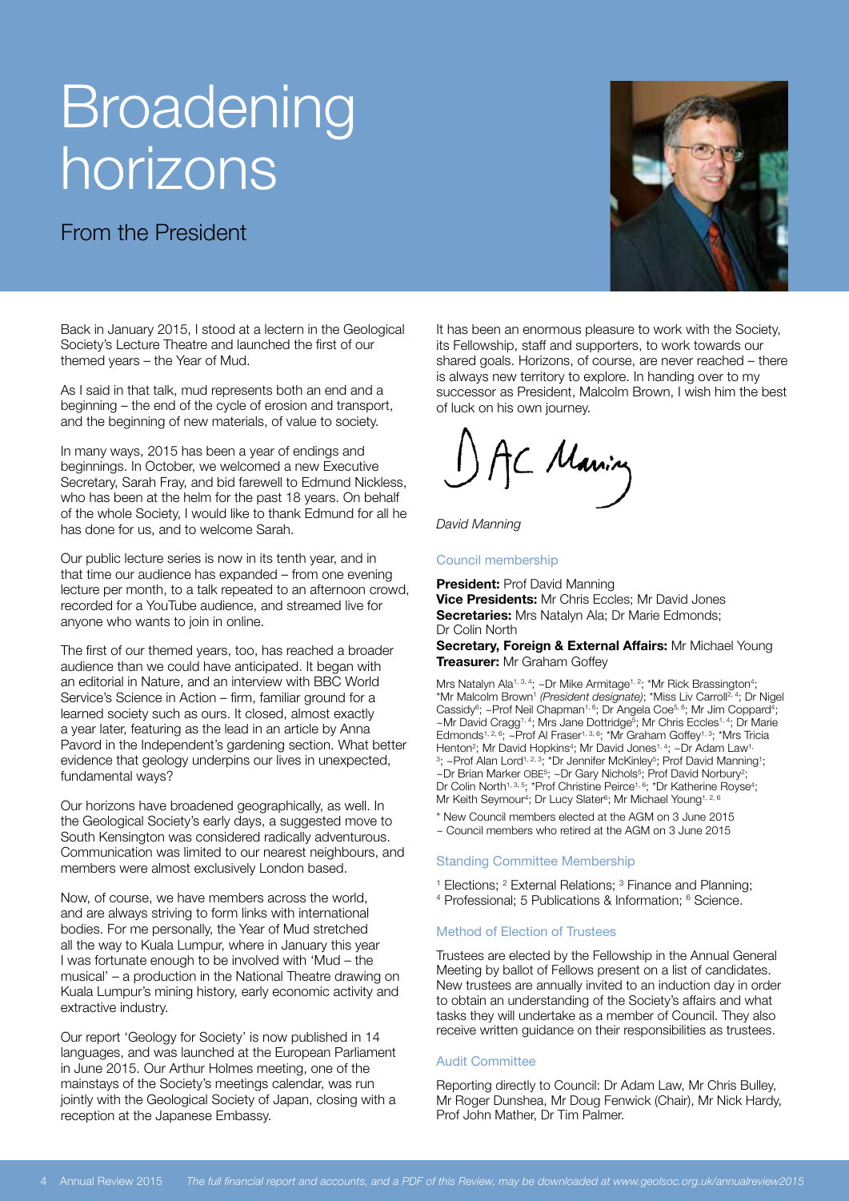# Broadening horizons

## From the President

Back in January 2015, I stood at a lectern in the Geological Society's Lecture Theatre and launched the first of our themed years – the Year of Mud.

As I said in that talk, mud represents both an end and a beginning – the end of the cycle of erosion and transport, and the beginning of new materials, of value to society.

In many ways, 2015 has been a year of endings and beginnings. In October, we welcomed a new Executive Secretary, Sarah Fray, and bid farewell to Edmund Nickless, who has been at the helm for the past 18 years. On behalf of the whole Society, I would like to thank Edmund for all he has done for us, and to welcome Sarah.

Our public lecture series is now in its tenth year, and in that time our audience has expanded – from one evening lecture per month, to a talk repeated to an afternoon crowd, recorded for a YouTube audience, and streamed live for anyone who wants to join in online.

The first of our themed years, too, has reached a broader audience than we could have anticipated. It began with an editorial in Nature, and an interview with BBC World Service's Science in Action – firm, familiar ground for a learned society such as ours. It closed, almost exactly a year later, featuring as the lead in an article by Anna Pavord in the Independent's gardening section. What better evidence that geology underpins our lives in unexpected, fundamental ways?

Our horizons have broadened geographically, as well. In the Geological Society's early days, a suggested move to South Kensington was considered radically adventurous. Communication was limited to our nearest neighbours, and members were almost exclusively London based.

Now, of course, we have members across the world, and are always striving to form links with international bodies. For me personally, the Year of Mud stretched all the way to Kuala Lumpur, where in January this year I was fortunate enough to be involved with 'Mud – the musical' – a production in the National Theatre drawing on Kuala Lumpur's mining history, early economic activity and extractive industry.

Our report 'Geology for Society' is now published in 14 languages, and was launched at the European Parliament in June 2015. Our Arthur Holmes meeting, one of the mainstays of the Society's meetings calendar, was run jointly with the Geological Society of Japan, closing with a reception at the Japanese Embassy.

It has been an enormous pleasure to work with the Society, its Fellowship, staff and supporters, to work towards our shared goals. Horizons, of course, are never reached – there is always new territory to explore. In handing over to my successor as President, Malcolm Brown, I wish him the best of luck on his own journey.

DAC Manning

*David Manning*

### Council membership

**President:** Prof David Manning
**Vice Presidents:** Mr Chris Eccles; Mr David Jones
**Secretaries:** Mrs Natalyn Ala; Dr Marie Edmonds; Dr Colin North
**Secretary, Foreign & External Affairs:** Mr Michael Young
**Treasurer:** Mr Graham Goffey

Mrs Natalyn Ala[1, 3, 4]; ~Dr Mike Armitage[1, 2]; *Mr Rick Brassington[4]; *Mr Malcolm Brown[1] *(President designate)*; *Miss Liv Carroll[2, 4]; Dr Nigel Cassidy[6]; ~Prof Neil Chapman[1, 6]; Dr Angela Coe[5, 6]; Mr Jim Coppard[4]; ~Mr David Cragg[1, 4]; Mrs Jane Dottridge[5]; Mr Chris Eccles[1, 4]; Dr Marie Edmonds[1, 2, 6]; ~Prof Al Fraser[1, 3, 6]; *Mr Graham Goffey[1, 3]; *Mrs Tricia Henton[2]; Mr David Hopkins[4]; Mr David Jones[1, 4]; ~Dr Adam Law[1, 3]; ~Prof Alan Lord[1, 2, 3]; *Dr Jennifer McKinley[6]; Prof David Manning[1]; ~Dr Brian Marker OBE[5]; ~Dr Gary Nichols[5]; Prof David Norbury[2]; Dr Colin North[1, 3, 5]; *Prof Christine Peirce[1, 6]; *Dr Katherine Royse[4]; Mr Keith Seymour[4]; Dr Lucy Slater[6]; Mr Michael Young[1, 2, 6]

\* New Council members elected at the AGM on 3 June 2015
~ Council members who retired at the AGM on 3 June 2015

### Standing Committee Membership

[1] Elections; [2] External Relations; [3] Finance and Planning; [4] Professional; 5 Publications & Information; [6] Science.

### Method of Election of Trustees

Trustees are elected by the Fellowship in the Annual General Meeting by ballot of Fellows present on a list of candidates. New trustees are annually invited to an induction day in order to obtain an understanding of the Society's affairs and what tasks they will undertake as a member of Council. They also receive written guidance on their responsibilities as trustees.

### Audit Committee

Reporting directly to Council: Dr Adam Law, Mr Chris Bulley, Mr Roger Dunshea, Mr Doug Fenwick (Chair), Mr Nick Hardy, Prof John Mather, Dr Tim Palmer.

*The full financial report and accounts, and a PDF of this Review, may be downloaded at www.geolsoc.org.uk/annualreview2015*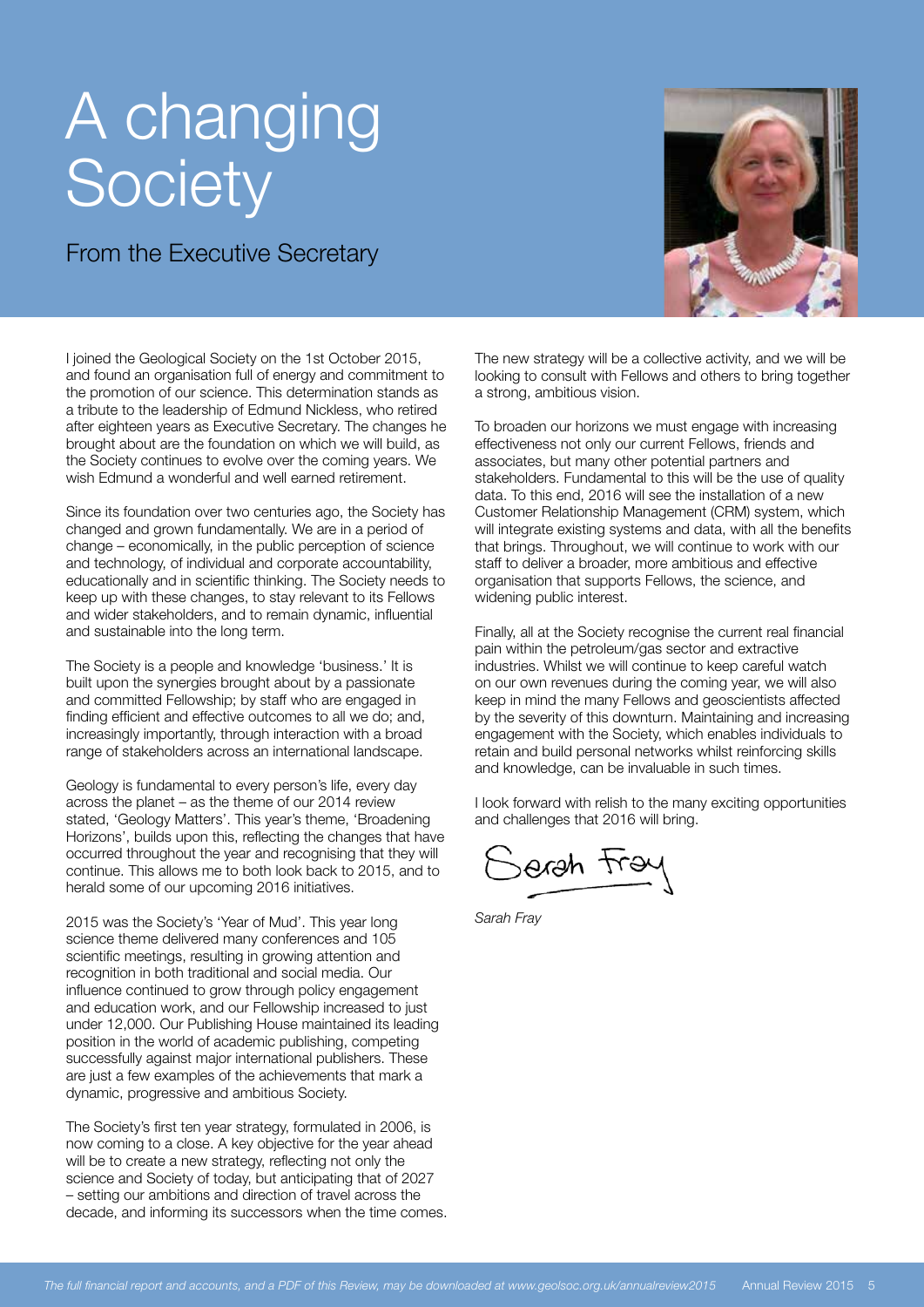# A changing Society

## From the Executive Secretary

I joined the Geological Society on the 1st October 2015, and found an organisation full of energy and commitment to the promotion of our science. This determination stands as a tribute to the leadership of Edmund Nickless, who retired after eighteen years as Executive Secretary. The changes he brought about are the foundation on which we will build, as the Society continues to evolve over the coming years. We wish Edmund a wonderful and well earned retirement.

Since its foundation over two centuries ago, the Society has changed and grown fundamentally. We are in a period of change – economically, in the public perception of science and technology, of individual and corporate accountability, educationally and in scientific thinking. The Society needs to keep up with these changes, to stay relevant to its Fellows and wider stakeholders, and to remain dynamic, influential and sustainable into the long term.

The Society is a people and knowledge 'business.' It is built upon the synergies brought about by a passionate and committed Fellowship; by staff who are engaged in finding efficient and effective outcomes to all we do; and, increasingly importantly, through interaction with a broad range of stakeholders across an international landscape.

Geology is fundamental to every person's life, every day across the planet – as the theme of our 2014 review stated, 'Geology Matters'. This year's theme, 'Broadening Horizons', builds upon this, reflecting the changes that have occurred throughout the year and recognising that they will continue. This allows me to both look back to 2015, and to herald some of our upcoming 2016 initiatives.

2015 was the Society's 'Year of Mud'. This year long science theme delivered many conferences and 105 scientific meetings, resulting in growing attention and recognition in both traditional and social media. Our influence continued to grow through policy engagement and education work, and our Fellowship increased to just under 12,000. Our Publishing House maintained its leading position in the world of academic publishing, competing successfully against major international publishers. These are just a few examples of the achievements that mark a dynamic, progressive and ambitious Society.

The Society's first ten year strategy, formulated in 2006, is now coming to a close. A key objective for the year ahead will be to create a new strategy, reflecting not only the science and Society of today, but anticipating that of 2027 – setting our ambitions and direction of travel across the decade, and informing its successors when the time comes.

The new strategy will be a collective activity, and we will be looking to consult with Fellows and others to bring together a strong, ambitious vision.

To broaden our horizons we must engage with increasing effectiveness not only our current Fellows, friends and associates, but many other potential partners and stakeholders. Fundamental to this will be the use of quality data. To this end, 2016 will see the installation of a new Customer Relationship Management (CRM) system, which will integrate existing systems and data, with all the benefits that brings. Throughout, we will continue to work with our staff to deliver a broader, more ambitious and effective organisation that supports Fellows, the science, and widening public interest.

Finally, all at the Society recognise the current real financial pain within the petroleum/gas sector and extractive industries. Whilst we will continue to keep careful watch on our own revenues during the coming year, we will also keep in mind the many Fellows and geoscientists affected by the severity of this downturn. Maintaining and increasing engagement with the Society, which enables individuals to retain and build personal networks whilst reinforcing skills and knowledge, can be invaluable in such times.

I look forward with relish to the many exciting opportunities and challenges that 2016 will bring.

Sarah Fray

*Sarah Fray*

*The full financial report and accounts, and a PDF of this Review, may be downloaded at www.geolsoc.org.uk/annualreview2015*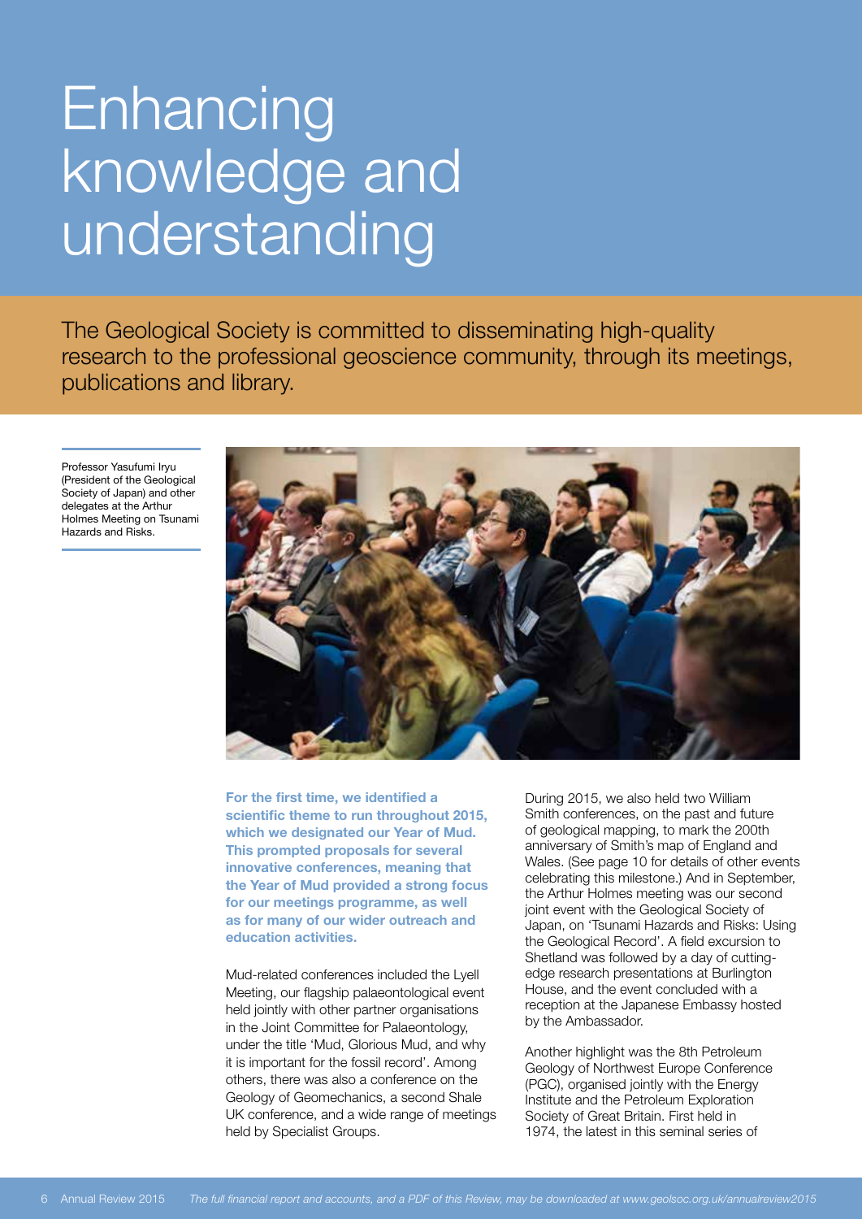# Enhancing knowledge and understanding

The Geological Society is committed to disseminating high-quality research to the professional geoscience community, through its meetings, publications and library.

Professor Yasufumi Iryu (President of the Geological Society of Japan) and other delegates at the Arthur Holmes Meeting on Tsunami Hazards and Risks.

**For the first time, we identified a scientific theme to run throughout 2015, which we designated our Year of Mud. This prompted proposals for several innovative conferences, meaning that the Year of Mud provided a strong focus for our meetings programme, as well as for many of our wider outreach and education activities.**

Mud-related conferences included the Lyell Meeting, our flagship palaeontological event held jointly with other partner organisations in the Joint Committee for Palaeontology, under the title 'Mud, Glorious Mud, and why it is important for the fossil record'. Among others, there was also a conference on the Geology of Geomechanics, a second Shale UK conference, and a wide range of meetings held by Specialist Groups.

During 2015, we also held two William Smith conferences, on the past and future of geological mapping, to mark the 200th anniversary of Smith's map of England and Wales. (See page 10 for details of other events celebrating this milestone.) And in September, the Arthur Holmes meeting was our second joint event with the Geological Society of Japan, on 'Tsunami Hazards and Risks: Using the Geological Record'. A field excursion to Shetland was followed by a day of cutting-edge research presentations at Burlington House, and the event concluded with a reception at the Japanese Embassy hosted by the Ambassador.

Another highlight was the 8th Petroleum Geology of Northwest Europe Conference (PGC), organised jointly with the Energy Institute and the Petroleum Exploration Society of Great Britain. First held in 1974, the latest in this seminal series of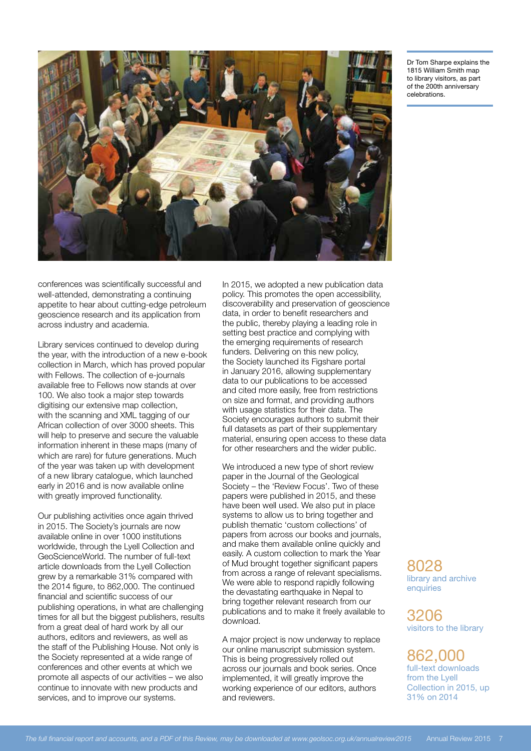Dr Tom Sharpe explains the 1815 William Smith map to library visitors, as part of the 200th anniversary celebrations.

conferences was scientifically successful and well-attended, demonstrating a continuing appetite to hear about cutting-edge petroleum geoscience research and its application from across industry and academia.

Library services continued to develop during the year, with the introduction of a new e-book collection in March, which has proved popular with Fellows. The collection of e-journals available free to Fellows now stands at over 100. We also took a major step towards digitising our extensive map collection, with the scanning and XML tagging of our African collection of over 3000 sheets. This will help to preserve and secure the valuable information inherent in these maps (many of which are rare) for future generations. Much of the year was taken up with development of a new library catalogue, which launched early in 2016 and is now available online with greatly improved functionality.

Our publishing activities once again thrived in 2015. The Society's journals are now available online in over 1000 institutions worldwide, through the Lyell Collection and GeoScienceWorld. The number of full-text article downloads from the Lyell Collection grew by a remarkable 31% compared with the 2014 figure, to 862,000. The continued financial and scientific success of our publishing operations, in what are challenging times for all but the biggest publishers, results from a great deal of hard work by all our authors, editors and reviewers, as well as the staff of the Publishing House. Not only is the Society represented at a wide range of conferences and other events at which we promote all aspects of our activities – we also continue to innovate with new products and services, and to improve our systems.

In 2015, we adopted a new publication data policy. This promotes the open accessibility, discoverability and preservation of geoscience data, in order to benefit researchers and the public, thereby playing a leading role in setting best practice and complying with the emerging requirements of research funders. Delivering on this new policy, the Society launched its Figshare portal in January 2016, allowing supplementary data to our publications to be accessed and cited more easily, free from restrictions on size and format, and providing authors with usage statistics for their data. The Society encourages authors to submit their full datasets as part of their supplementary material, ensuring open access to these data for other researchers and the wider public.

We introduced a new type of short review paper in the Journal of the Geological Society – the 'Review Focus'. Two of these papers were published in 2015, and these have been well used. We also put in place systems to allow us to bring together and publish thematic 'custom collections' of papers from across our books and journals, and make them available online quickly and easily. A custom collection to mark the Year of Mud brought together significant papers from across a range of relevant specialisms. We were able to respond rapidly following the devastating earthquake in Nepal to bring together relevant research from our publications and to make it freely available to download.

A major project is now underway to replace our online manuscript submission system. This is being progressively rolled out across our journals and book series. Once implemented, it will greatly improve the working experience of our editors, authors and reviewers.

**8028**
library and archive enquiries

**3206**
visitors to the library

**862,000**
full-text downloads from the Lyell Collection in 2015, up 31% on 2014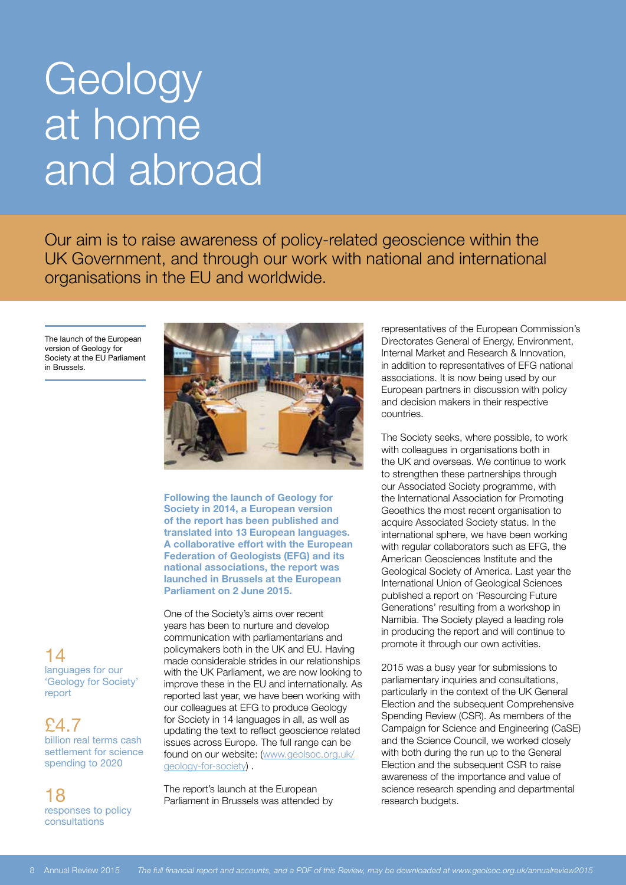# Geology at home and abroad

Our aim is to raise awareness of policy-related geoscience within the UK Government, and through our work with national and international organisations in the EU and worldwide.

The launch of the European version of Geology for Society at the EU Parliament in Brussels.

**Following the launch of Geology for Society in 2014, a European version of the report has been published and translated into 13 European languages. A collaborative effort with the European Federation of Geologists (EFG) and its national associations, the report was launched in Brussels at the European Parliament on 2 June 2015.**

One of the Society's aims over recent years has been to nurture and develop communication with parliamentarians and policymakers both in the UK and EU. Having made considerable strides in our relationships with the UK Parliament, we are now looking to improve these in the EU and internationally. As reported last year, we have been working with our colleagues at EFG to produce Geology for Society in 14 languages in all, as well as updating the text to reflect geoscience related issues across Europe. The full range can be found on our website: (www.geolsoc.org.uk/geology-for-society) .

The report's launch at the European Parliament in Brussels was attended by representatives of the European Commission's Directorates General of Energy, Environment, Internal Market and Research & Innovation, in addition to representatives of EFG national associations. It is now being used by our European partners in discussion with policy and decision makers in their respective countries.

The Society seeks, where possible, to work with colleagues in organisations both in the UK and overseas. We continue to work to strengthen these partnerships through our Associated Society programme, with the International Association for Promoting Geoethics the most recent organisation to acquire Associated Society status. In the international sphere, we have been working with regular collaborators such as EFG, the American Geosciences Institute and the Geological Society of America. Last year the International Union of Geological Sciences published a report on 'Resourcing Future Generations' resulting from a workshop in Namibia. The Society played a leading role in producing the report and will continue to promote it through our own activities.

2015 was a busy year for submissions to parliamentary inquiries and consultations, particularly in the context of the UK General Election and the subsequent Comprehensive Spending Review (CSR). As members of the Campaign for Science and Engineering (CaSE) and the Science Council, we worked closely with both during the run up to the General Election and the subsequent CSR to raise awareness of the importance and value of science research spending and departmental research budgets.

**14**
languages for our 'Geology for Society' report

**£4.7**
billion real terms cash settlement for science spending to 2020

**18**
responses to policy consultations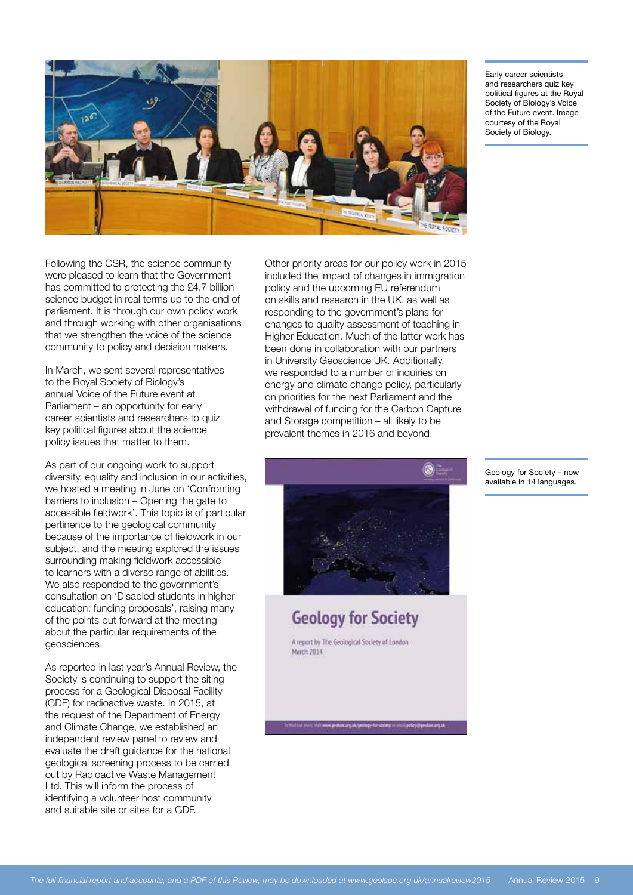Early career scientists and researchers quiz key political figures at the Royal Society of Biology's Voice of the Future event. Image courtesy of the Royal Society of Biology.

Following the CSR, the science community were pleased to learn that the Government has committed to protecting the £4.7 billion science budget in real terms up to the end of parliament. It is through our own policy work and through working with other organisations that we strengthen the voice of the science community to policy and decision makers.

In March, we sent several representatives to the Royal Society of Biology's annual Voice of the Future event at Parliament – an opportunity for early career scientists and researchers to quiz key political figures about the science policy issues that matter to them.

As part of our ongoing work to support diversity, equality and inclusion in our activities, we hosted a meeting in June on 'Confronting barriers to inclusion – Opening the gate to accessible fieldwork'. This topic is of particular pertinence to the geological community because of the importance of fieldwork in our subject, and the meeting explored the issues surrounding making fieldwork accessible to learners with a diverse range of abilities. We also responded to the government's consultation on 'Disabled students in higher education: funding proposals', raising many of the points put forward at the meeting about the particular requirements of the geosciences.

As reported in last year's Annual Review, the Society is continuing to support the siting process for a Geological Disposal Facility (GDF) for radioactive waste. In 2015, at the request of the Department of Energy and Climate Change, we established an independent review panel to review and evaluate the draft guidance for the national geological screening process to be carried out by Radioactive Waste Management Ltd. This will inform the process of identifying a volunteer host community and suitable site or sites for a GDF.

Other priority areas for our policy work in 2015 included the impact of changes in immigration policy and the upcoming EU referendum on skills and research in the UK, as well as responding to the government's plans for changes to quality assessment of teaching in Higher Education. Much of the latter work has been done in collaboration with our partners in University Geoscience UK. Additionally, we responded to a number of inquiries on energy and climate change policy, particularly on priorities for the next Parliament and the withdrawal of funding for the Carbon Capture and Storage competition – all likely to be prevalent themes in 2016 and beyond.

Geology for Society – now available in 14 languages.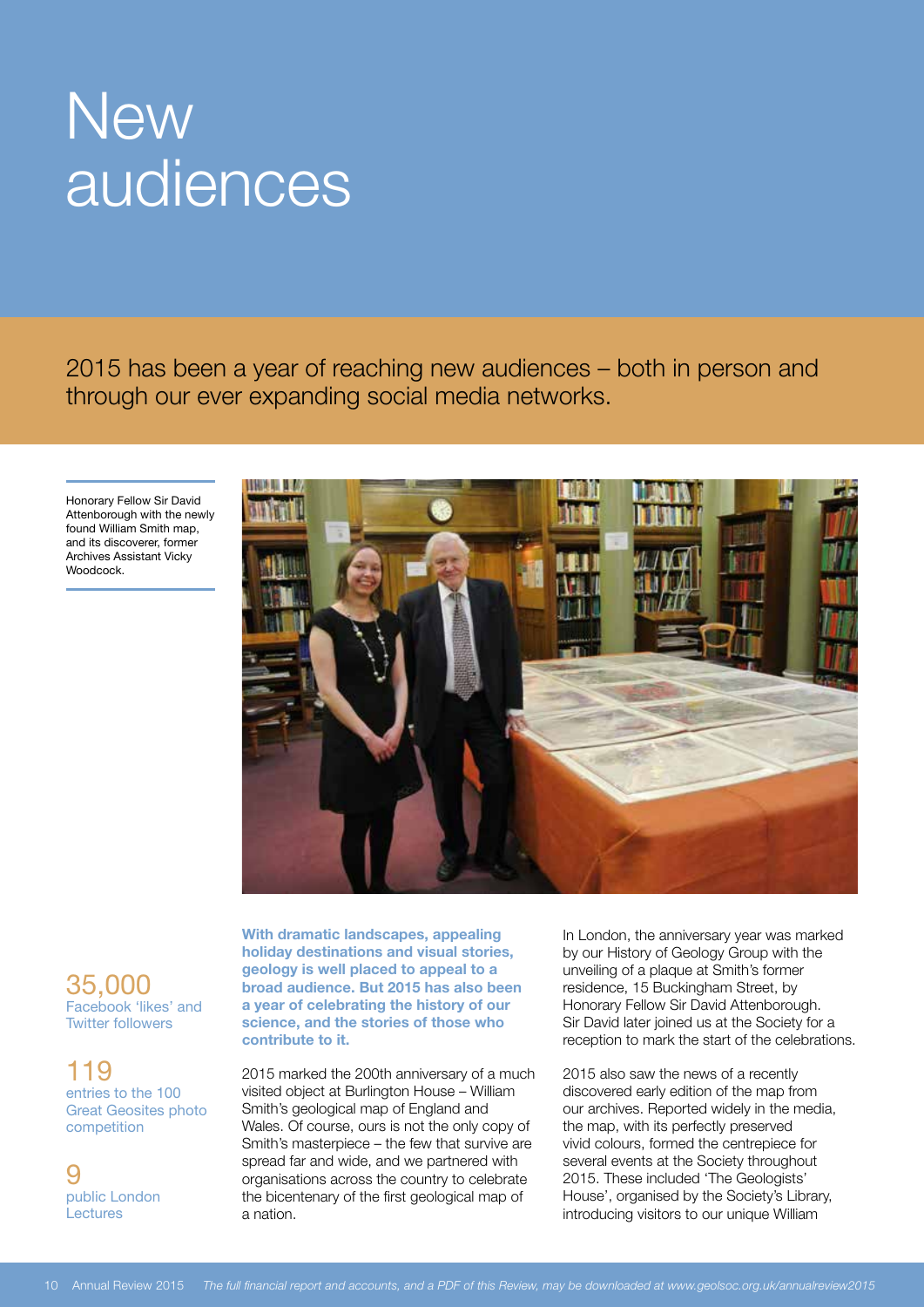# New audiences

2015 has been a year of reaching new audiences – both in person and through our ever expanding social media networks.

Honorary Fellow Sir David Attenborough with the newly found William Smith map, and its discoverer, former Archives Assistant Vicky Woodcock.

35,000
Facebook 'likes' and Twitter followers

119
entries to the 100 Great Geosites photo competition

9
public London Lectures

**With dramatic landscapes, appealing holiday destinations and visual stories, geology is well placed to appeal to a broad audience. But 2015 has also been a year of celebrating the history of our science, and the stories of those who contribute to it.**

2015 marked the 200th anniversary of a much visited object at Burlington House – William Smith's geological map of England and Wales. Of course, ours is not the only copy of Smith's masterpiece – the few that survive are spread far and wide, and we partnered with organisations across the country to celebrate the bicentenary of the first geological map of a nation.

In London, the anniversary year was marked by our History of Geology Group with the unveiling of a plaque at Smith's former residence, 15 Buckingham Street, by Honorary Fellow Sir David Attenborough. Sir David later joined us at the Society for a reception to mark the start of the celebrations.

2015 also saw the news of a recently discovered early edition of the map from our archives. Reported widely in the media, the map, with its perfectly preserved vivid colours, formed the centrepiece for several events at the Society throughout 2015. These included 'The Geologists' House', organised by the Society's Library, introducing visitors to our unique William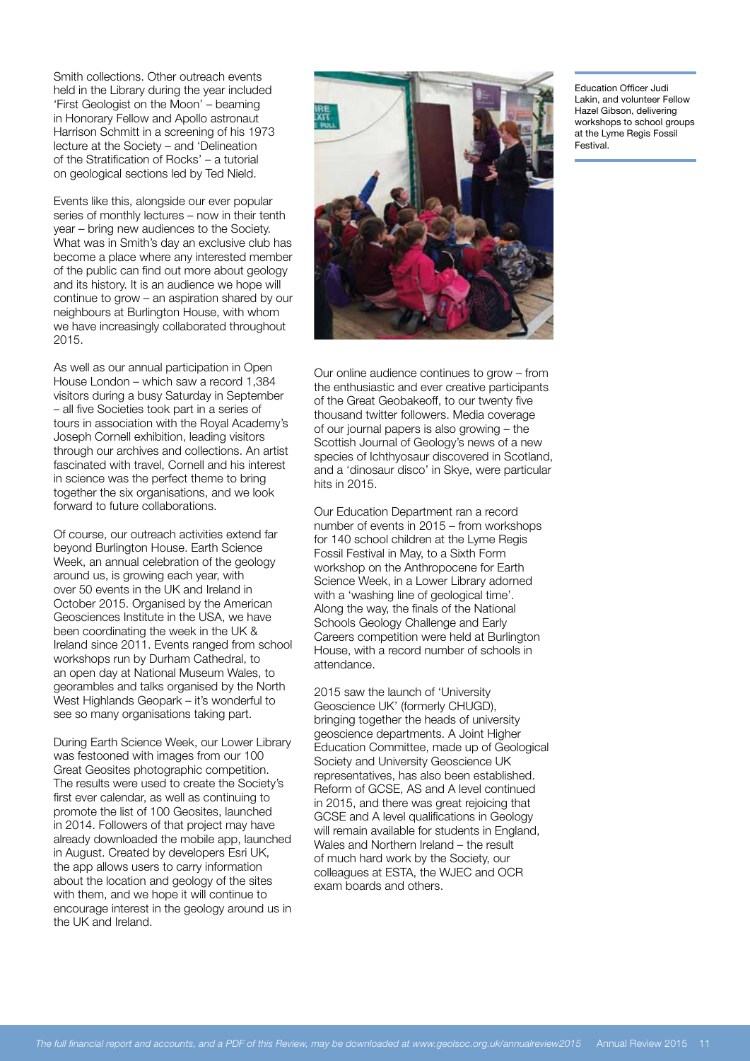Smith collections. Other outreach events held in the Library during the year included 'First Geologist on the Moon' – beaming in Honorary Fellow and Apollo astronaut Harrison Schmitt in a screening of his 1973 lecture at the Society – and 'Delineation of the Stratification of Rocks' – a tutorial on geological sections led by Ted Nield.

Events like this, alongside our ever popular series of monthly lectures – now in their tenth year – bring new audiences to the Society. What was in Smith's day an exclusive club has become a place where any interested member of the public can find out more about geology and its history. It is an audience we hope will continue to grow – an aspiration shared by our neighbours at Burlington House, with whom we have increasingly collaborated throughout 2015.

As well as our annual participation in Open House London – which saw a record 1,384 visitors during a busy Saturday in September – all five Societies took part in a series of tours in association with the Royal Academy's Joseph Cornell exhibition, leading visitors through our archives and collections. An artist fascinated with travel, Cornell and his interest in science was the perfect theme to bring together the six organisations, and we look forward to future collaborations.

Of course, our outreach activities extend far beyond Burlington House. Earth Science Week, an annual celebration of the geology around us, is growing each year, with over 50 events in the UK and Ireland in October 2015. Organised by the American Geosciences Institute in the USA, we have been coordinating the week in the UK & Ireland since 2011. Events ranged from school workshops run by Durham Cathedral, to an open day at National Museum Wales, to georambles and talks organised by the North West Highlands Geopark – it's wonderful to see so many organisations taking part.

During Earth Science Week, our Lower Library was festooned with images from our 100 Great Geosites photographic competition. The results were used to create the Society's first ever calendar, as well as continuing to promote the list of 100 Geosites, launched in 2014. Followers of that project may have already downloaded the mobile app, launched in August. Created by developers Esri UK, the app allows users to carry information about the location and geology of the sites with them, and we hope it will continue to encourage interest in the geology around us in the UK and Ireland.

Education Officer Judi Lakin, and volunteer Fellow Hazel Gibson, delivering workshops to school groups at the Lyme Regis Fossil Festival.

Our online audience continues to grow – from the enthusiastic and ever creative participants of the Great Geobakeoff, to our twenty five thousand twitter followers. Media coverage of our journal papers is also growing – the Scottish Journal of Geology's news of a new species of Ichthyosaur discovered in Scotland, and a 'dinosaur disco' in Skye, were particular hits in 2015.

Our Education Department ran a record number of events in 2015 – from workshops for 140 school children at the Lyme Regis Fossil Festival in May, to a Sixth Form workshop on the Anthropocene for Earth Science Week, in a Lower Library adorned with a 'washing line of geological time'. Along the way, the finals of the National Schools Geology Challenge and Early Careers competition were held at Burlington House, with a record number of schools in attendance.

2015 saw the launch of 'University Geoscience UK' (formerly CHUGD), bringing together the heads of university geoscience departments. A Joint Higher Education Committee, made up of Geological Society and University Geoscience UK representatives, has also been established. Reform of GCSE, AS and A level continued in 2015, and there was great rejoicing that GCSE and A level qualifications in Geology will remain available for students in England, Wales and Northern Ireland – the result of much hard work by the Society, our colleagues at ESTA, the WJEC and OCR exam boards and others.

*The full financial report and accounts, and a PDF of this Review, may be downloaded at www.geolsoc.org.uk/annualreview2015*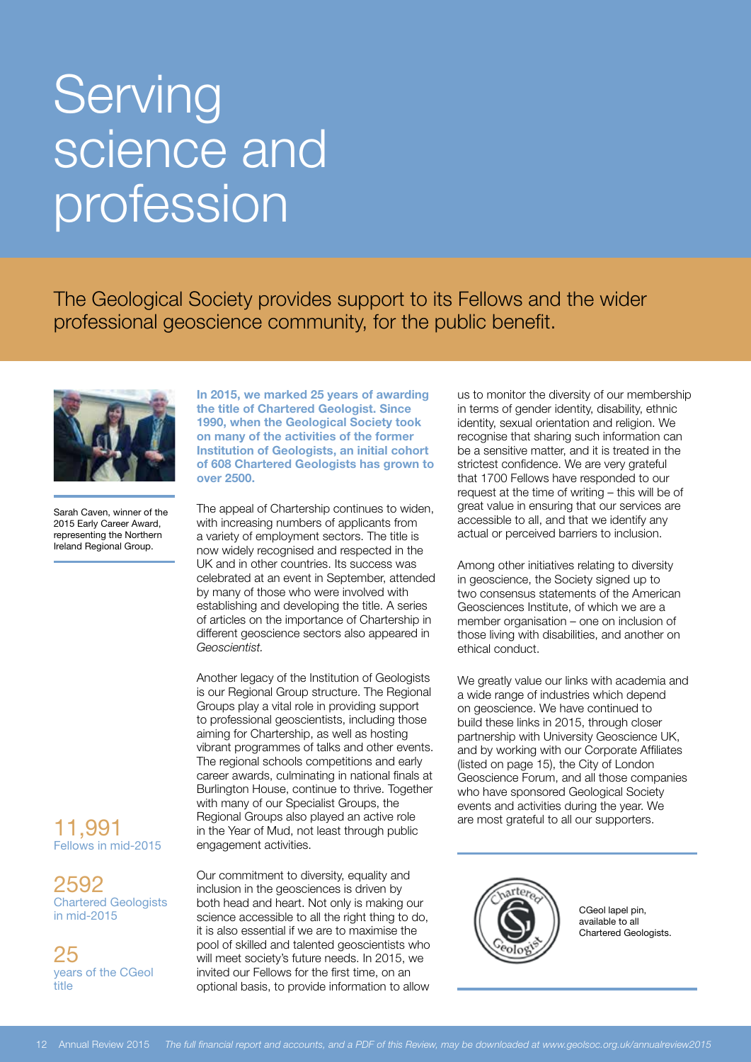# Serving science and profession

The Geological Society provides support to its Fellows and the wider professional geoscience community, for the public benefit.

Sarah Caven, winner of the 2015 Early Career Award, representing the Northern Ireland Regional Group.

**In 2015, we marked 25 years of awarding the title of Chartered Geologist. Since 1990, when the Geological Society took on many of the activities of the former Institution of Geologists, an initial cohort of 608 Chartered Geologists has grown to over 2500.**

The appeal of Chartership continues to widen, with increasing numbers of applicants from a variety of employment sectors. The title is now widely recognised and respected in the UK and in other countries. Its success was celebrated at an event in September, attended by many of those who were involved with establishing and developing the title. A series of articles on the importance of Chartership in different geoscience sectors also appeared in *Geoscientist*.

Another legacy of the Institution of Geologists is our Regional Group structure. The Regional Groups play a vital role in providing support to professional geoscientists, including those aiming for Chartership, as well as hosting vibrant programmes of talks and other events. The regional schools competitions and early career awards, culminating in national finals at Burlington House, continue to thrive. Together with many of our Specialist Groups, the Regional Groups also played an active role in the Year of Mud, not least through public engagement activities.

Our commitment to diversity, equality and inclusion in the geosciences is driven by both head and heart. Not only is making our science accessible to all the right thing to do, it is also essential if we are to maximise the pool of skilled and talented geoscientists who will meet society's future needs. In 2015, we invited our Fellows for the first time, on an optional basis, to provide information to allow us to monitor the diversity of our membership in terms of gender identity, disability, ethnic identity, sexual orientation and religion. We recognise that sharing such information can be a sensitive matter, and it is treated in the strictest confidence. We are very grateful that 1700 Fellows have responded to our request at the time of writing – this will be of great value in ensuring that our services are accessible to all, and that we identify any actual or perceived barriers to inclusion.

Among other initiatives relating to diversity in geoscience, the Society signed up to two consensus statements of the American Geosciences Institute, of which we are a member organisation – one on inclusion of those living with disabilities, and another on ethical conduct.

We greatly value our links with academia and a wide range of industries which depend on geoscience. We have continued to build these links in 2015, through closer partnership with University Geoscience UK, and by working with our Corporate Affiliates (listed on page 15), the City of London Geoscience Forum, and all those companies who have sponsored Geological Society events and activities during the year. We are most grateful to all our supporters.

11,991
Fellows in mid-2015

2592
Chartered Geologists in mid-2015

25
years of the CGeol title

CGeol lapel pin, available to all Chartered Geologists.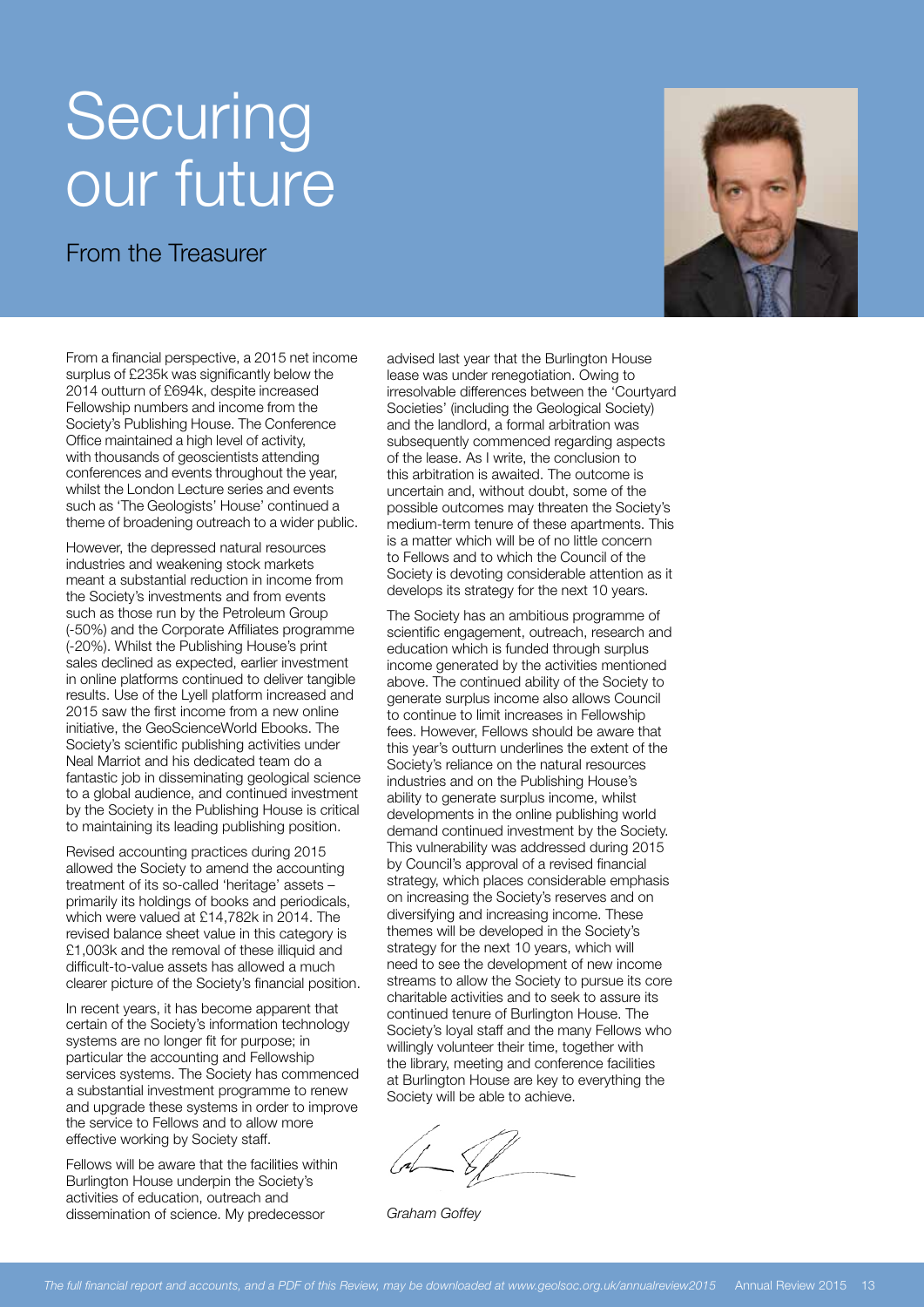# Securing our future

## From the Treasurer

From a financial perspective, a 2015 net income surplus of £235k was significantly below the 2014 outturn of £694k, despite increased Fellowship numbers and income from the Society's Publishing House. The Conference Office maintained a high level of activity, with thousands of geoscientists attending conferences and events throughout the year, whilst the London Lecture series and events such as 'The Geologists' House' continued a theme of broadening outreach to a wider public.

However, the depressed natural resources industries and weakening stock markets meant a substantial reduction in income from the Society's investments and from events such as those run by the Petroleum Group (-50%) and the Corporate Affiliates programme (-20%). Whilst the Publishing House's print sales declined as expected, earlier investment in online platforms continued to deliver tangible results. Use of the Lyell platform increased and 2015 saw the first income from a new online initiative, the GeoScienceWorld Ebooks. The Society's scientific publishing activities under Neal Marriot and his dedicated team do a fantastic job in disseminating geological science to a global audience, and continued investment by the Society in the Publishing House is critical to maintaining its leading publishing position.

Revised accounting practices during 2015 allowed the Society to amend the accounting treatment of its so-called 'heritage' assets – primarily its holdings of books and periodicals, which were valued at £14,782k in 2014. The revised balance sheet value in this category is £1,003k and the removal of these illiquid and difficult-to-value assets has allowed a much clearer picture of the Society's financial position.

In recent years, it has become apparent that certain of the Society's information technology systems are no longer fit for purpose; in particular the accounting and Fellowship services systems. The Society has commenced a substantial investment programme to renew and upgrade these systems in order to improve the service to Fellows and to allow more effective working by Society staff.

Fellows will be aware that the facilities within Burlington House underpin the Society's activities of education, outreach and dissemination of science. My predecessor advised last year that the Burlington House lease was under renegotiation. Owing to irresolvable differences between the 'Courtyard Societies' (including the Geological Society) and the landlord, a formal arbitration was subsequently commenced regarding aspects of the lease. As I write, the conclusion to this arbitration is awaited. The outcome is uncertain and, without doubt, some of the possible outcomes may threaten the Society's medium-term tenure of these apartments. This is a matter which will be of no little concern to Fellows and to which the Council of the Society is devoting considerable attention as it develops its strategy for the next 10 years.

The Society has an ambitious programme of scientific engagement, outreach, research and education which is funded through surplus income generated by the activities mentioned above. The continued ability of the Society to generate surplus income also allows Council to continue to limit increases in Fellowship fees. However, Fellows should be aware that this year's outturn underlines the extent of the Society's reliance on the natural resources industries and on the Publishing House's ability to generate surplus income, whilst developments in the online publishing world demand continued investment by the Society. This vulnerability was addressed during 2015 by Council's approval of a revised financial strategy, which places considerable emphasis on increasing the Society's reserves and on diversifying and increasing income. These themes will be developed in the Society's strategy for the next 10 years, which will need to see the development of new income streams to allow the Society to pursue its core charitable activities and to seek to assure its continued tenure of Burlington House. The Society's loyal staff and the many Fellows who willingly volunteer their time, together with the library, meeting and conference facilities at Burlington House are key to everything the Society will be able to achieve.

*Graham Goffey*

*The full financial report and accounts, and a PDF of this Review, may be downloaded at www.geolsoc.org.uk/annualreview2015*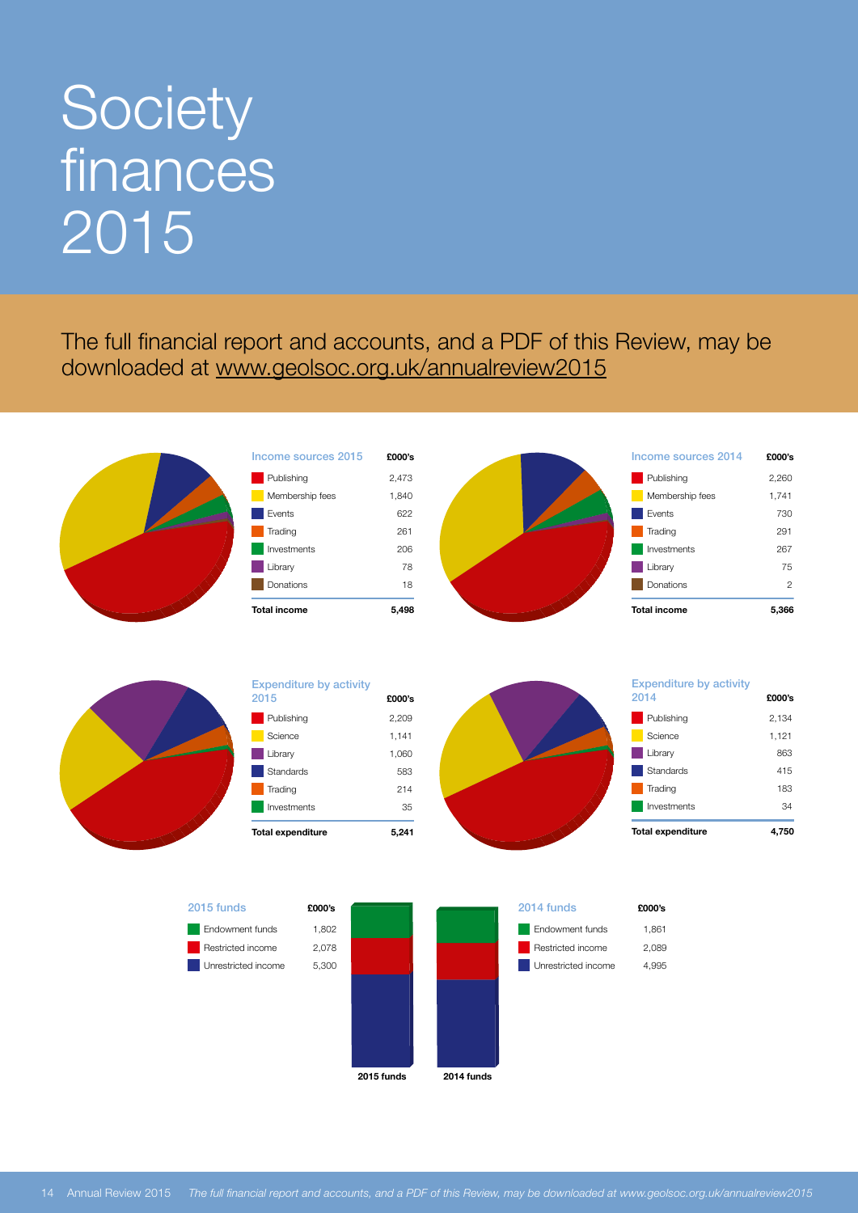# Society finances 2015

The full financial report and accounts, and a PDF of this Review, may be downloaded at www.geolsoc.org.uk/annualreview2015

| Income sources 2015 | £000's |
|---|---|
| Publishing | 2,473 |
| Membership fees | 1,840 |
| Events | 622 |
| Trading | 261 |
| Investments | 206 |
| Library | 78 |
| Donations | 18 |
| **Total income** | **5,498** |

| Income sources 2014 | £000's |
|---|---|
| Publishing | 2,260 |
| Membership fees | 1,741 |
| Events | 730 |
| Trading | 291 |
| Investments | 267 |
| Library | 75 |
| Donations | 2 |
| **Total income** | **5,366** |

| Expenditure by activity 2015 | £000's |
|---|---|
| Publishing | 2,209 |
| Science | 1,141 |
| Library | 1,060 |
| Standards | 583 |
| Trading | 214 |
| Investments | 35 |
| **Total expenditure** | **5,241** |

| Expenditure by activity 2014 | £000's |
|---|---|
| Publishing | 2,134 |
| Science | 1,121 |
| Library | 863 |
| Standards | 415 |
| Trading | 183 |
| Investments | 34 |
| **Total expenditure** | **4,750** |

| 2015 funds | £000's |
|---|---|
| Endowment funds | 1,802 |
| Restricted income | 2,078 |
| Unrestricted income | 5,300 |

| 2014 funds | £000's |
|---|---|
| Endowment funds | 1,861 |
| Restricted income | 2,089 |
| Unrestricted income | 4,995 |

**2015 funds** **2014 funds**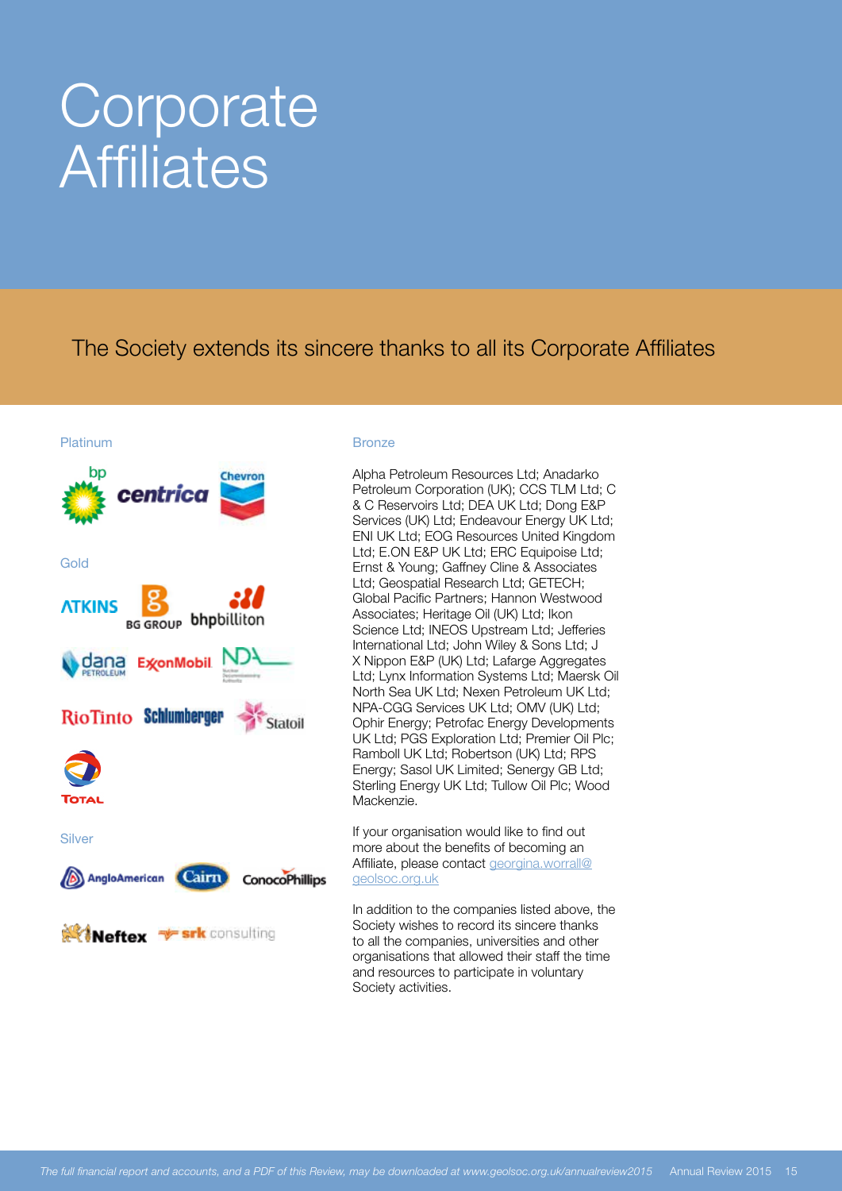# Corporate Affiliates

## The Society extends its sincere thanks to all its Corporate Affiliates

### Platinum

bp; centrica; Chevron

### Gold

ATKINS; BG GROUP; bhpbilliton; dana PETROLEUM; ExxonMobil; NDA; RioTinto; Schlumberger; Statoil; TOTAL

### Silver

AngloAmerican; Cairn; ConocoPhillips; Neftex; srk consulting

### Bronze

Alpha Petroleum Resources Ltd; Anadarko Petroleum Corporation (UK); CCS TLM Ltd; C & C Reservoirs Ltd; DEA UK Ltd; Dong E&P Services (UK) Ltd; Endeavour Energy UK Ltd; ENI UK Ltd; EOG Resources United Kingdom Ltd; E.ON E&P UK Ltd; ERC Equipoise Ltd; Ernst & Young; Gaffney Cline & Associates Ltd; Geospatial Research Ltd; GETECH; Global Pacific Partners; Hannon Westwood Associates; Heritage Oil (UK) Ltd; Ikon Science Ltd; INEOS Upstream Ltd; Jefferies International Ltd; John Wiley & Sons Ltd; J X Nippon E&P (UK) Ltd; Lafarge Aggregates Ltd; Lynx Information Systems Ltd; Maersk Oil North Sea UK Ltd; Nexen Petroleum UK Ltd; NPA-CGG Services UK Ltd; OMV (UK) Ltd; Ophir Energy; Petrofac Energy Developments UK Ltd; PGS Exploration Ltd; Premier Oil Plc; Ramboll UK Ltd; Robertson (UK) Ltd; RPS Energy; Sasol UK Limited; Senergy GB Ltd; Sterling Energy UK Ltd; Tullow Oil Plc; Wood Mackenzie.

If your organisation would like to find out more about the benefits of becoming an Affiliate, please contact georgina.worrall@geolsoc.org.uk

In addition to the companies listed above, the Society wishes to record its sincere thanks to all the companies, universities and other organisations that allowed their staff the time and resources to participate in voluntary Society activities.

*The full financial report and accounts, and a PDF of this Review, may be downloaded at www.geolsoc.org.uk/annualreview2015*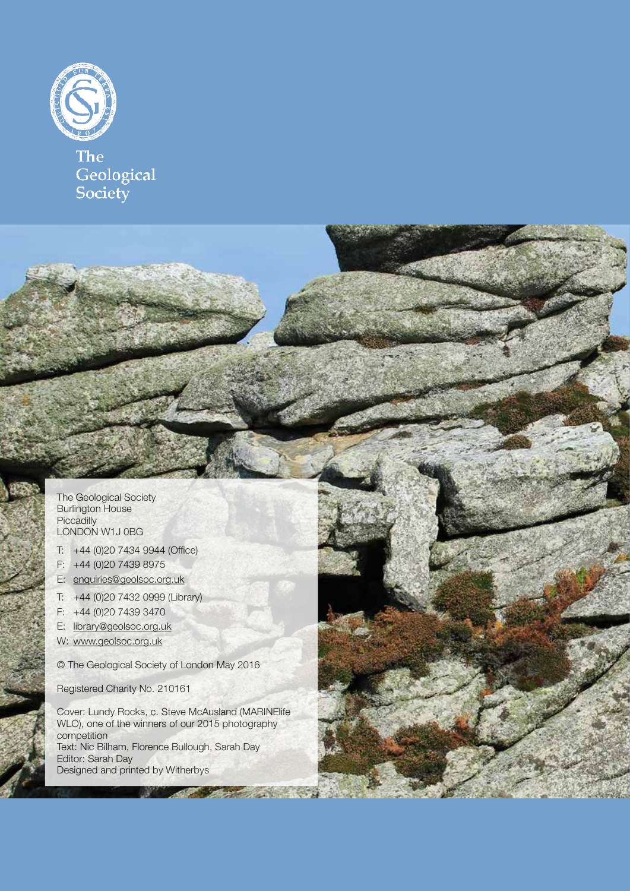The Geological Society

The Geological Society
Burlington House
Piccadilly
LONDON W1J 0BG

T: +44 (0)20 7434 9944 (Office)
F: +44 (0)20 7439 8975
E: enquiries@geolsoc.org.uk
T: +44 (0)20 7432 0999 (Library)
F: +44 (0)20 7439 3470
E: library@geolsoc.org.uk
W: www.geolsoc.org.uk

© The Geological Society of London May 2016

Registered Charity No. 210161

Cover: Lundy Rocks, c. Steve McAusland (MARINElife WLO), one of the winners of our 2015 photography competition
Text: Nic Bilham, Florence Bullough, Sarah Day
Editor: Sarah Day
Designed and printed by Witherbys